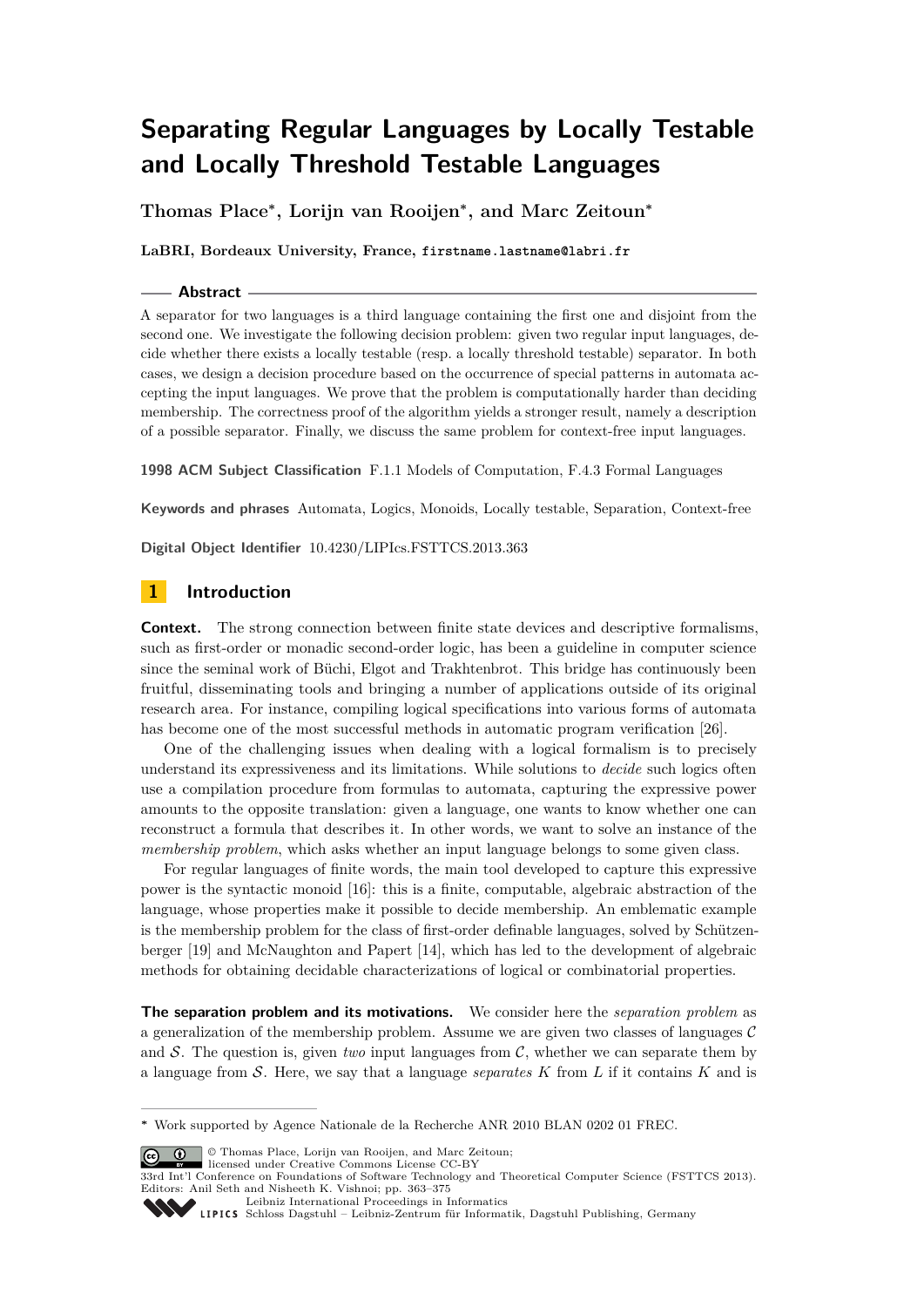# Separating Regular Languages by Locally Testable and Locally Threshold Testable Languages

**Thomas Place*, Lorijn van Rooijen*, and Marc Zeitoun***

**LaBRI, Bordeaux University, France, firstname.lastname@labri.fr**

## Abstract

A separator for two languages is a third language containing the first one and disjoint from the second one. We investigate the following decision problem: given two regular input languages, decide whether there exists a locally testable (resp. a locally threshold testable) separator. In both cases, we design a decision procedure based on the occurrence of special patterns in automata accepting the input languages. We prove that the problem is computationally harder than deciding membership. The correctness proof of the algorithm yields a stronger result, namely a description of a possible separator. Finally, we discuss the same problem for context-free input languages.

**1998 ACM Subject Classification** F.1.1 Models of Computation, F.4.3 Formal Languages

**Keywords and phrases** Automata, Logics, Monoids, Locally testable, Separation, Context-free

**Digital Object Identifier** 10.4230/LIPIcs.FSTTCS.2013.363

## 1 Introduction

**Context.** The strong connection between finite state devices and descriptive formalisms, such as first-order or monadic second-order logic, has been a guideline in computer science since the seminal work of Büchi, Elgot and Trakhtenbrot. This bridge has continuously been fruitful, disseminating tools and bringing a number of applications outside of its original research area. For instance, compiling logical specifications into various forms of automata has become one of the most successful methods in automatic program verification [26].

One of the challenging issues when dealing with a logical formalism is to precisely understand its expressiveness and its limitations. While solutions to *decide* such logics often use a compilation procedure from formulas to automata, capturing the expressive power amounts to the opposite translation: given a language, one wants to know whether one can reconstruct a formula that describes it. In other words, we want to solve an instance of the *membership problem*, which asks whether an input language belongs to some given class.

For regular languages of finite words, the main tool developed to capture this expressive power is the syntactic monoid [16]: this is a finite, computable, algebraic abstraction of the language, whose properties make it possible to decide membership. An emblematic example is the membership problem for the class of first-order definable languages, solved by Schützenberger [19] and McNaughton and Papert [14], which has led to the development of algebraic methods for obtaining decidable characterizations of logical or combinatorial properties.

**The separation problem and its motivations.** We consider here the *separation problem* as a generalization of the membership problem. Assume we are given two classes of languages $\mathcal{C}$ and $\mathcal{S}$. The question is, given *two* input languages from $\mathcal{C}$, whether we can separate them by a language from $\mathcal{S}$. Here, we say that a language *separates* $K$ from $L$ if it contains $K$ and is

* Work supported by Agence Nationale de la Recherche ANR 2010 BLAN 0202 01 FREC.

© Thomas Place, Lorijn van Rooijen, and Marc Zeitoun; licensed under Creative Commons License CC-BY
33rd Int'l Conference on Foundations of Software Technology and Theoretical Computer Science (FSTTCS 2013).
Editors: Anil Seth and Nisheeth K. Vishnoi; pp. 363–375
Leibniz International Proceedings in Informatics
Schloss Dagstuhl – Leibniz-Zentrum für Informatik, Dagstuhl Publishing, Germany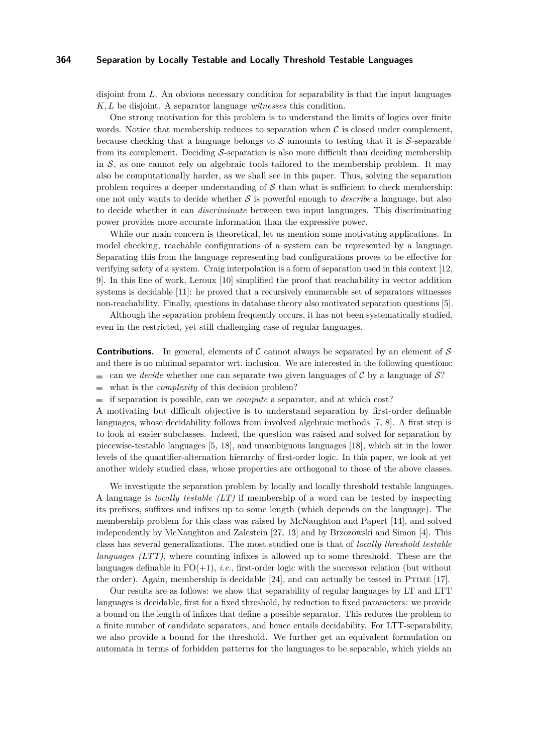disjoint from $L$. An obvious necessary condition for separability is that the input languages $K, L$ be disjoint. A separator language *witnesses* this condition.

One strong motivation for this problem is to understand the limits of logics over finite words. Notice that membership reduces to separation when $\mathcal{C}$ is closed under complement, because checking that a language belongs to $\mathcal{S}$ amounts to testing that it is $\mathcal{S}$-separable from its complement. Deciding $\mathcal{S}$-separation is also more difficult than deciding membership in $\mathcal{S}$, as one cannot rely on algebraic tools tailored to the membership problem. It may also be computationally harder, as we shall see in this paper. Thus, solving the separation problem requires a deeper understanding of $\mathcal{S}$ than what is sufficient to check membership: one not only wants to decide whether $\mathcal{S}$ is powerful enough to *describe* a language, but also to decide whether it can *discriminate* between two input languages. This discriminating power provides more accurate information than the expressive power.

While our main concern is theoretical, let us mention some motivating applications. In model checking, reachable configurations of a system can be represented by a language. Separating this from the language representing bad configurations proves to be effective for verifying safety of a system. Craig interpolation is a form of separation used in this context [12, 9]. In this line of work, Leroux [10] simplified the proof that reachability in vector addition systems is decidable [11]: he proved that a recursively enumerable set of separators witnesses non-reachability. Finally, questions in database theory also motivated separation questions [5].

Although the separation problem frequently occurs, it has not been systematically studied, even in the restricted, yet still challenging case of regular languages.

**Contributions.** In general, elements of $\mathcal{C}$ cannot always be separated by an element of $\mathcal{S}$ and there is no minimal separator wrt. inclusion. We are interested in the following questions:

- can we *decide* whether one can separate two given languages of $\mathcal{C}$ by a language of $\mathcal{S}$?
- what is the *complexity* of this decision problem?
- if separation is possible, can we *compute* a separator, and at which cost?

A motivating but difficult objective is to understand separation by first-order definable languages, whose decidability follows from involved algebraic methods [7, 8]. A first step is to look at easier subclasses. Indeed, the question was raised and solved for separation by piecewise-testable languages [5, 18], and unambiguous languages [18], which sit in the lower levels of the quantifier-alternation hierarchy of first-order logic. In this paper, we look at yet another widely studied class, whose properties are orthogonal to those of the above classes.

We investigate the separation problem by locally and locally threshold testable languages. A language is *locally testable (LT)* if membership of a word can be tested by inspecting its prefixes, suffixes and infixes up to some length (which depends on the language). The membership problem for this class was raised by McNaughton and Papert [14], and solved independently by McNaughton and Zalcstein [27, 13] and by Brzozowski and Simon [4]. This class has several generalizations. The most studied one is that of *locally threshold testable languages (LTT)*, where counting infixes is allowed up to some threshold. These are the languages definable in FO(+1), *i.e.*, first-order logic with the successor relation (but without the order). Again, membership is decidable [24], and can actually be tested in PTIME [17].

Our results are as follows: we show that separability of regular languages by LT and LTT languages is decidable, first for a fixed threshold, by reduction to fixed parameters: we provide a bound on the length of infixes that define a possible separator. This reduces the problem to a finite number of candidate separators, and hence entails decidability. For LTT-separability, we also provide a bound for the threshold. We further get an equivalent formulation on automata in terms of forbidden patterns for the languages to be separable, which yields an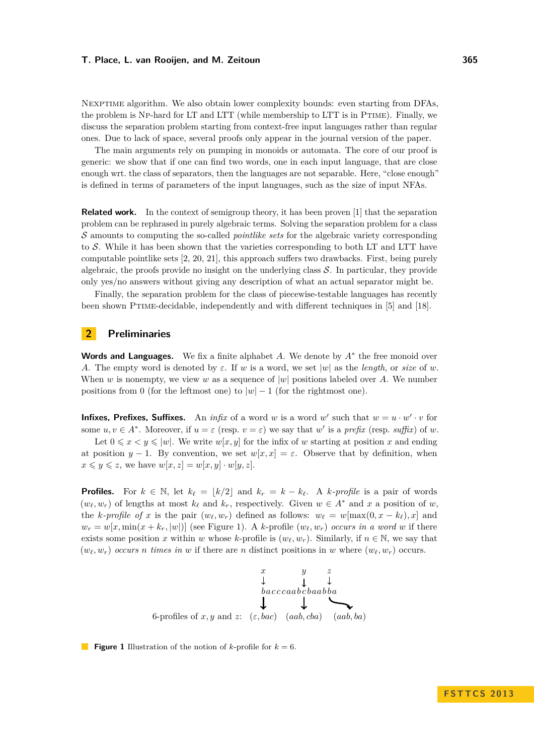NEXPTIME algorithm. We also obtain lower complexity bounds: even starting from DFAs, the problem is NP-hard for LT and LTT (while membership to LTT is in PTIME). Finally, we discuss the separation problem starting from context-free input languages rather than regular ones. Due to lack of space, several proofs only appear in the journal version of the paper.

The main arguments rely on pumping in monoids or automata. The core of our proof is generic: we show that if one can find two words, one in each input language, that are close enough wrt. the class of separators, then the languages are not separable. Here, "close enough" is defined in terms of parameters of the input languages, such as the size of input NFAs.

**Related work.** In the context of semigroup theory, it has been proven [1] that the separation problem can be rephrased in purely algebraic terms. Solving the separation problem for a class $\mathcal{S}$ amounts to computing the so-called *pointlike sets* for the algebraic variety corresponding to $\mathcal{S}$. While it has been shown that the varieties corresponding to both LT and LTT have computable pointlike sets [2, 20, 21], this approach suffers two drawbacks. First, being purely algebraic, the proofs provide no insight on the underlying class $\mathcal{S}$. In particular, they provide only yes/no answers without giving any description of what an actual separator might be.

Finally, the separation problem for the class of piecewise-testable languages has recently been shown PTIME-decidable, independently and with different techniques in [5] and [18].

## 2 Preliminaries

**Words and Languages.** We fix a finite alphabet $A$. We denote by $A^*$ the free monoid over $A$. The empty word is denoted by $\varepsilon$. If $w$ is a word, we set $|w|$ as the *length*, or *size* of $w$. When $w$ is nonempty, we view $w$ as a sequence of $|w|$ positions labeled over $A$. We number positions from 0 (for the leftmost one) to $|w| - 1$ (for the rightmost one).

**Infixes, Prefixes, Suffixes.** An *infix* of a word $w$ is a word $w'$ such that $w = u \cdot w' \cdot v$ for some $u, v \in A^*$. Moreover, if $u = \varepsilon$ (resp. $v = \varepsilon$) we say that $w'$ is a *prefix* (resp. *suffix*) of $w$.

Let $0 \leqslant x < y \leqslant |w|$. We write $w[x, y]$ for the infix of $w$ starting at position $x$ and ending at position $y - 1$. By convention, we set $w[x, x] = \varepsilon$. Observe that by definition, when $x \leqslant y \leqslant z$, we have $w[x, z] = w[x, y] \cdot w[y, z]$.

**Profiles.** For $k \in \mathbb{N}$, let $k_\ell = \lfloor k/2 \rfloor$ and $k_r = k - k_\ell$. A *$k$-profile* is a pair of words $(w_\ell, w_r)$ of lengths at most $k_\ell$ and $k_r$, respectively. Given $w \in A^*$ and $x$ a position of $w$, the *$k$-profile of* $x$ is the pair $(w_\ell, w_r)$ defined as follows: $w_\ell = w[\max(0, x - k_\ell), x]$ and $w_r = w[x, \min(x + k_r, |w|)]$ (see Figure 1). A $k$-profile $(w_\ell, w_r)$ *occurs in a word* $w$ if there exists some position $x$ within $w$ whose $k$-profile is $(w_\ell, w_r)$. Similarly, if $n \in \mathbb{N}$, we say that $(w_\ell, w_r)$ *occurs $n$ times in* $w$ if there are $n$ distinct positions in $w$ where $(w_\ell, w_r)$ occurs.

```
x              y     z
↓              ↓     ↓
b a c c c a a b c b a a b b a
↓              ↓     ↘
6-profiles of x, y and z:   (ε, bac)   (aab, cba)   (aab, ba)
```

**Figure 1** Illustration of the notion of $k$-profile for $k = 6$.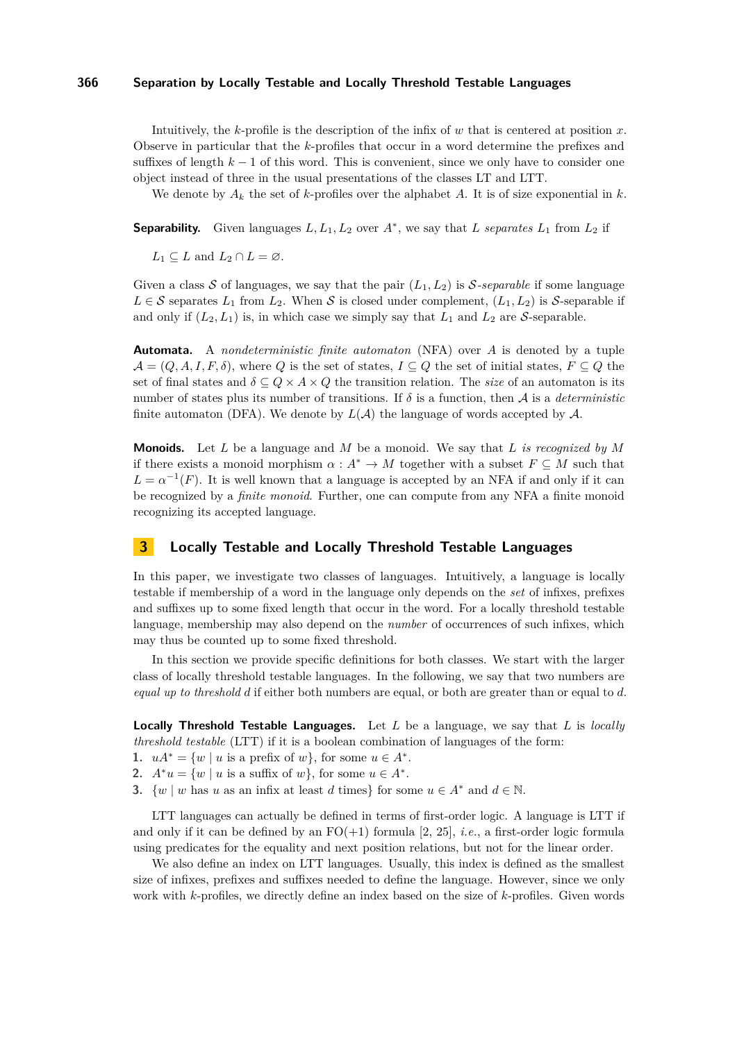Intuitively, the $k$-profile is the description of the infix of $w$ that is centered at position $x$. Observe in particular that the $k$-profiles that occur in a word determine the prefixes and suffixes of length $k-1$ of this word. This is convenient, since we only have to consider one object instead of three in the usual presentations of the classes LT and LTT.

We denote by $A_k$ the set of $k$-profiles over the alphabet $A$. It is of size exponential in $k$.

**Separability.** Given languages $L, L_1, L_2$ over $A^*$, we say that $L$ *separates* $L_1$ from $L_2$ if

$$L_1 \subseteq L \text{ and } L_2 \cap L = \varnothing.$$

Given a class $\mathcal{S}$ of languages, we say that the pair $(L_1, L_2)$ is $\mathcal{S}$*-separable* if some language $L \in \mathcal{S}$ separates $L_1$ from $L_2$. When $\mathcal{S}$ is closed under complement, $(L_1, L_2)$ is $\mathcal{S}$-separable if and only if $(L_2, L_1)$ is, in which case we simply say that $L_1$ and $L_2$ are $\mathcal{S}$-separable.

**Automata.** A *nondeterministic finite automaton* (NFA) over $A$ is denoted by a tuple $\mathcal{A} = (Q, A, I, F, \delta)$, where $Q$ is the set of states, $I \subseteq Q$ the set of initial states, $F \subseteq Q$ the set of final states and $\delta \subseteq Q \times A \times Q$ the transition relation. The *size* of an automaton is its number of states plus its number of transitions. If $\delta$ is a function, then $\mathcal{A}$ is a *deterministic* finite automaton (DFA). We denote by $L(\mathcal{A})$ the language of words accepted by $\mathcal{A}$.

**Monoids.** Let $L$ be a language and $M$ be a monoid. We say that $L$ *is recognized by* $M$ if there exists a monoid morphism $\alpha : A^* \to M$ together with a subset $F \subseteq M$ such that $L = \alpha^{-1}(F)$. It is well known that a language is accepted by an NFA if and only if it can be recognized by a *finite monoid*. Further, one can compute from any NFA a finite monoid recognizing its accepted language.

## 3 Locally Testable and Locally Threshold Testable Languages

In this paper, we investigate two classes of languages. Intuitively, a language is locally testable if membership of a word in the language only depends on the *set* of infixes, prefixes and suffixes up to some fixed length that occur in the word. For a locally threshold testable language, membership may also depend on the *number* of occurrences of such infixes, which may thus be counted up to some fixed threshold.

In this section we provide specific definitions for both classes. We start with the larger class of locally threshold testable languages. In the following, we say that two numbers are *equal up to threshold* $d$ if either both numbers are equal, or both are greater than or equal to $d$.

**Locally Threshold Testable Languages.** Let $L$ be a language, we say that $L$ is *locally threshold testable* (LTT) if it is a boolean combination of languages of the form:

1. $uA^* = \{w \mid u \text{ is a prefix of } w\}$, for some $u \in A^*$.
2. $A^*u = \{w \mid u \text{ is a suffix of } w\}$, for some $u \in A^*$.
3. $\{w \mid w \text{ has } u \text{ as an infix at least } d \text{ times}\}$ for some $u \in A^*$ and $d \in \mathbb{N}$.

LTT languages can actually be defined in terms of first-order logic. A language is LTT if and only if it can be defined by an FO(+1) formula [2, 25], *i.e.*, a first-order logic formula using predicates for the equality and next position relations, but not for the linear order.

We also define an index on LTT languages. Usually, this index is defined as the smallest size of infixes, prefixes and suffixes needed to define the language. However, since we only work with $k$-profiles, we directly define an index based on the size of $k$-profiles. Given words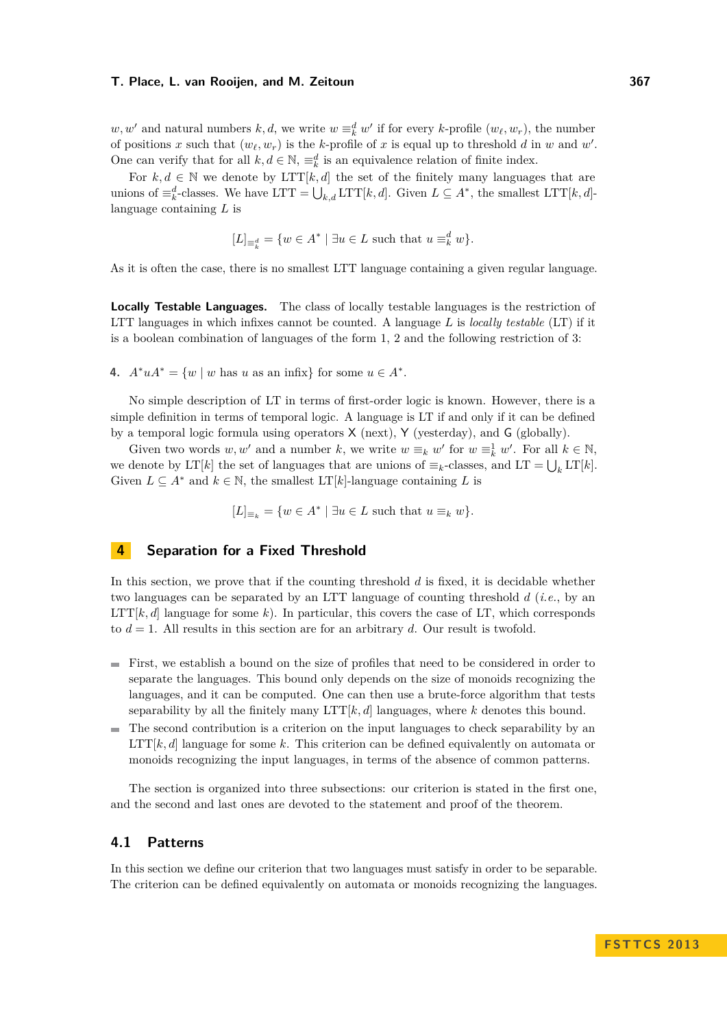$w, w'$ and natural numbers $k, d$, we write $w \equiv_k^d w'$ if for every $k$-profile $(w_\ell, w_r)$, the number of positions $x$ such that $(w_\ell, w_r)$ is the $k$-profile of $x$ is equal up to threshold $d$ in $w$ and $w'$. One can verify that for all $k, d \in \mathbb{N}$, $\equiv_k^d$ is an equivalence relation of finite index.

For $k, d \in \mathbb{N}$ we denote by LTT$[k, d]$ the set of the finitely many languages that are unions of $\equiv_k^d$-classes. We have LTT $= \bigcup_{k,d}$ LTT$[k, d]$. Given $L \subseteq A^*$, the smallest LTT$[k, d]$-language containing $L$ is

$$[L]_{\equiv_k^d} = \{w \in A^* \mid \exists u \in L \text{ such that } u \equiv_k^d w\}.$$

As it is often the case, there is no smallest LTT language containing a given regular language.

**Locally Testable Languages.** The class of locally testable languages is the restriction of LTT languages in which infixes cannot be counted. A language $L$ is *locally testable* (LT) if it is a boolean combination of languages of the form 1, 2 and the following restriction of 3:

4. $A^*uA^* = \{w \mid w \text{ has } u \text{ as an infix}\}$ for some $u \in A^*$.

No simple description of LT in terms of first-order logic is known. However, there is a simple definition in terms of temporal logic. A language is LT if and only if it can be defined by a temporal logic formula using operators X (next), Y (yesterday), and G (globally).

Given two words $w, w'$ and a number $k$, we write $w \equiv_k w'$ for $w \equiv_k^1 w'$. For all $k \in \mathbb{N}$, we denote by LT$[k]$ the set of languages that are unions of $\equiv_k$-classes, and LT $= \bigcup_k$ LT$[k]$. Given $L \subseteq A^*$ and $k \in \mathbb{N}$, the smallest LT$[k]$-language containing $L$ is

$$[L]_{\equiv_k} = \{w \in A^* \mid \exists u \in L \text{ such that } u \equiv_k w\}.$$

## 4 Separation for a Fixed Threshold

In this section, we prove that if the counting threshold $d$ is fixed, it is decidable whether two languages can be separated by an LTT language of counting threshold $d$ (*i.e.*, by an LTT$[k, d]$ language for some $k$). In particular, this covers the case of LT, which corresponds to $d = 1$. All results in this section are for an arbitrary $d$. Our result is twofold.

- First, we establish a bound on the size of profiles that need to be considered in order to separate the languages. This bound only depends on the size of monoids recognizing the languages, and it can be computed. One can then use a brute-force algorithm that tests separability by all the finitely many LTT$[k, d]$ languages, where $k$ denotes this bound.
- The second contribution is a criterion on the input languages to check separability by an LTT$[k, d]$ language for some $k$. This criterion can be defined equivalently on automata or monoids recognizing the input languages, in terms of the absence of common patterns.

The section is organized into three subsections: our criterion is stated in the first one, and the second and last ones are devoted to the statement and proof of the theorem.

### 4.1 Patterns

In this section we define our criterion that two languages must satisfy in order to be separable. The criterion can be defined equivalently on automata or monoids recognizing the languages.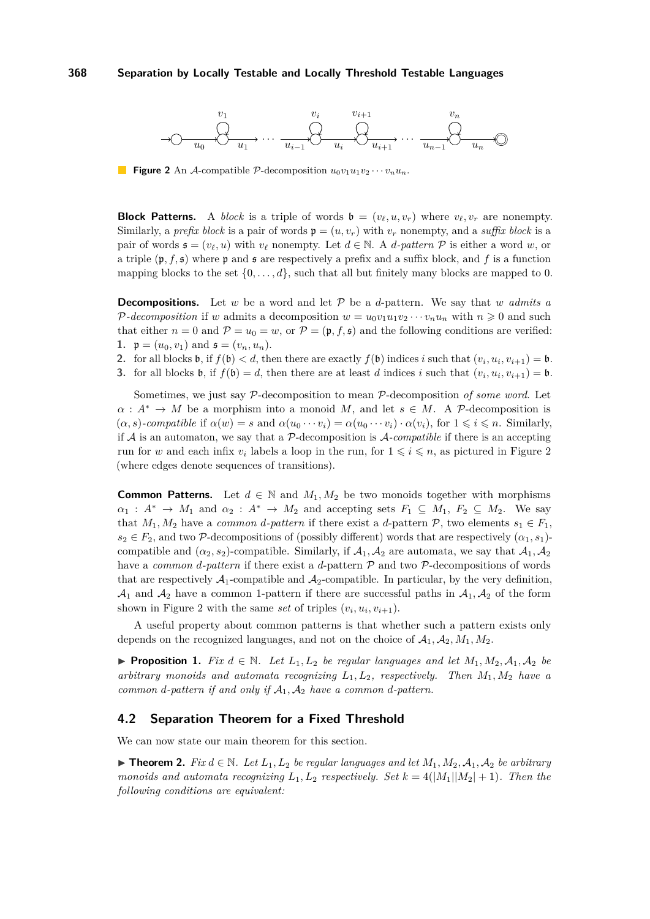**Figure 2** An $\mathcal{A}$-compatible $\mathcal{P}$-decomposition $u_0v_1u_1v_2\cdots v_nu_n$.

**Block Patterns.** A *block* is a triple of words $\mathfrak{b} = (v_\ell, u, v_r)$ where $v_\ell, v_r$ are nonempty. Similarly, a *prefix block* is a pair of words $\mathfrak{p} = (u, v_r)$ with $v_r$ nonempty, and a *suffix block* is a pair of words $\mathfrak{s} = (v_\ell, u)$ with $v_\ell$ nonempty. Let $d \in \mathbb{N}$. A *d-pattern* $\mathcal{P}$ is either a word $w$, or a triple $(\mathfrak{p}, f, \mathfrak{s})$ where $\mathfrak{p}$ and $\mathfrak{s}$ are respectively a prefix and a suffix block, and $f$ is a function mapping blocks to the set $\{0, \dots, d\}$, such that all but finitely many blocks are mapped to 0.

**Decompositions.** Let $w$ be a word and let $\mathcal{P}$ be a $d$-pattern. We say that $w$ *admits a* $\mathcal{P}$*-decomposition* if $w$ admits a decomposition $w = u_0v_1u_1v_2\cdots v_nu_n$ with $n \geqslant 0$ and such that either $n = 0$ and $\mathcal{P} = u_0 = w$, or $\mathcal{P} = (\mathfrak{p}, f, \mathfrak{s})$ and the following conditions are verified:

1. $\mathfrak{p} = (u_0, v_1)$ and $\mathfrak{s} = (v_n, u_n)$.
2. for all blocks $\mathfrak{b}$, if $f(\mathfrak{b}) < d$, then there are exactly $f(\mathfrak{b})$ indices $i$ such that $(v_i, u_i, v_{i+1}) = \mathfrak{b}$.
3. for all blocks $\mathfrak{b}$, if $f(\mathfrak{b}) = d$, then there are at least $d$ indices $i$ such that $(v_i, u_i, v_{i+1}) = \mathfrak{b}$.

Sometimes, we just say $\mathcal{P}$-decomposition to mean $\mathcal{P}$-decomposition *of some word*. Let $\alpha : A^* \to M$ be a morphism into a monoid $M$, and let $s \in M$. A $\mathcal{P}$-decomposition is $(\alpha, s)$*-compatible* if $\alpha(w) = s$ and $\alpha(u_0 \cdots v_i) = \alpha(u_0 \cdots v_i) \cdot \alpha(v_i)$, for $1 \leqslant i \leqslant n$. Similarly, if $\mathcal{A}$ is an automaton, we say that a $\mathcal{P}$-decomposition is $\mathcal{A}$*-compatible* if there is an accepting run for $w$ and each infix $v_i$ labels a loop in the run, for $1 \leqslant i \leqslant n$, as pictured in Figure 2 (where edges denote sequences of transitions).

**Common Patterns.** Let $d \in \mathbb{N}$ and $M_1, M_2$ be two monoids together with morphisms $\alpha_1 : A^* \to M_1$ and $\alpha_2 : A^* \to M_2$ and accepting sets $F_1 \subseteq M_1$, $F_2 \subseteq M_2$. We say that $M_1, M_2$ have a *common d-pattern* if there exist a $d$-pattern $\mathcal{P}$, two elements $s_1 \in F_1$, $s_2 \in F_2$, and two $\mathcal{P}$-decompositions of (possibly different) words that are respectively $(\alpha_1, s_1)$-compatible and $(\alpha_2, s_2)$-compatible. Similarly, if $\mathcal{A}_1, \mathcal{A}_2$ are automata, we say that $\mathcal{A}_1, \mathcal{A}_2$ have a *common d-pattern* if there exist a $d$-pattern $\mathcal{P}$ and two $\mathcal{P}$-decompositions of words that are respectively $\mathcal{A}_1$-compatible and $\mathcal{A}_2$-compatible. In particular, by the very definition, $\mathcal{A}_1$ and $\mathcal{A}_2$ have a common 1-pattern if there are successful paths in $\mathcal{A}_1, \mathcal{A}_2$ of the form shown in Figure 2 with the same *set* of triples $(v_i, u_i, v_{i+1})$.

A useful property about common patterns is that whether such a pattern exists only depends on the recognized languages, and not on the choice of $\mathcal{A}_1, \mathcal{A}_2, M_1, M_2$.

▶ **Proposition 1.** *Fix $d \in \mathbb{N}$. Let $L_1, L_2$ be regular languages and let $M_1, M_2, \mathcal{A}_1, \mathcal{A}_2$ be arbitrary monoids and automata recognizing $L_1, L_2$, respectively. Then $M_1, M_2$ have a common $d$-pattern if and only if $\mathcal{A}_1, \mathcal{A}_2$ have a common $d$-pattern.*

## 4.2 Separation Theorem for a Fixed Threshold

We can now state our main theorem for this section.

▶ **Theorem 2.** *Fix $d \in \mathbb{N}$. Let $L_1, L_2$ be regular languages and let $M_1, M_2, \mathcal{A}_1, \mathcal{A}_2$ be arbitrary monoids and automata recognizing $L_1, L_2$ respectively. Set $k = 4(|M_1||M_2| + 1)$. Then the following conditions are equivalent:*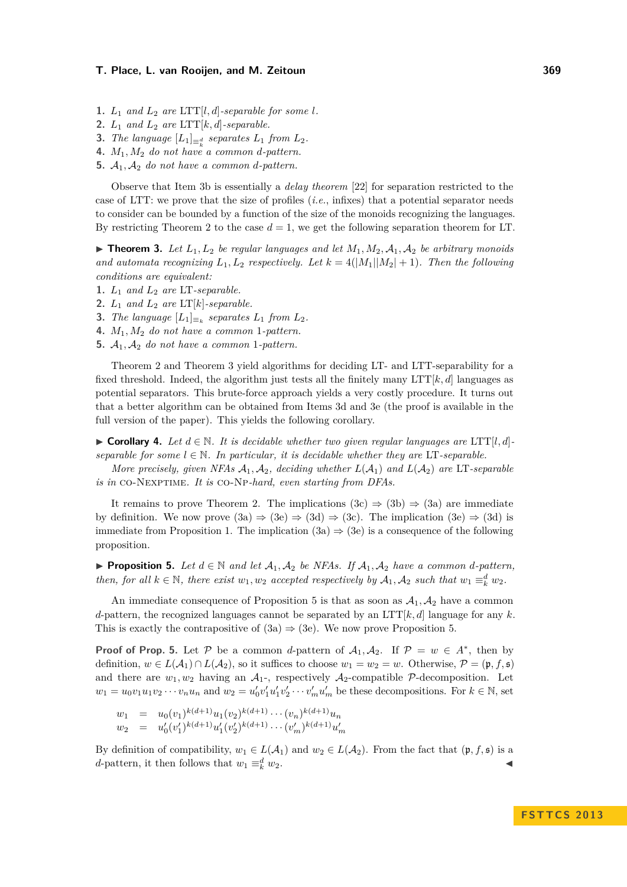1. $L_1$ and $L_2$ are $\text{LTT}[l, d]$-separable for some $l$.
2. $L_1$ and $L_2$ are $\text{LTT}[k, d]$-separable.
3. The language $[L_1]_{\equiv_k^d}$ separates $L_1$ from $L_2$.
4. $M_1, M_2$ do not have a common $d$-pattern.
5. $\mathcal{A}_1, \mathcal{A}_2$ do not have a common $d$-pattern.

Observe that Item 3b is essentially a *delay theorem* [22] for separation restricted to the case of LTT: we prove that the size of profiles (*i.e.*, infixes) that a potential separator needs to consider can be bounded by a function of the size of the monoids recognizing the languages. By restricting Theorem 2 to the case $d = 1$, we get the following separation theorem for LT.

▶ **Theorem 3.** *Let $L_1, L_2$ be regular languages and let $M_1, M_2, \mathcal{A}_1, \mathcal{A}_2$ be arbitrary monoids and automata recognizing $L_1, L_2$ respectively. Let $k = 4(|M_1||M_2| + 1)$. Then the following conditions are equivalent:*

1. *$L_1$ and $L_2$ are LT-separable.*
2. *$L_1$ and $L_2$ are $\text{LT}[k]$-separable.*
3. *The language $[L_1]_{\equiv_k}$ separates $L_1$ from $L_2$.*
4. *$M_1, M_2$ do not have a common 1-pattern.*
5. *$\mathcal{A}_1, \mathcal{A}_2$ do not have a common 1-pattern.*

Theorem 2 and Theorem 3 yield algorithms for deciding LT- and LTT-separability for a fixed threshold. Indeed, the algorithm just tests all the finitely many $\text{LTT}[k, d]$ languages as potential separators. This brute-force approach yields a very costly procedure. It turns out that a better algorithm can be obtained from Items 3d and 3e (the proof is available in the full version of the paper). This yields the following corollary.

▶ **Corollary 4.** *Let $d \in \mathbb{N}$. It is decidable whether two given regular languages are $\text{LTT}[l, d]$-separable for some $l \in \mathbb{N}$. In particular, it is decidable whether they are LT-separable.*

*More precisely, given NFAs $\mathcal{A}_1, \mathcal{A}_2$, deciding whether $L(\mathcal{A}_1)$ and $L(\mathcal{A}_2)$ are LT-separable is in* co-Nexptime. *It is* co-Np*-hard, even starting from DFAs.*

It remains to prove Theorem 2. The implications (3c) ⇒ (3b) ⇒ (3a) are immediate by definition. We now prove (3a) ⇒ (3e) ⇒ (3d) ⇒ (3c). The implication (3e) ⇒ (3d) is immediate from Proposition 1. The implication (3a) ⇒ (3e) is a consequence of the following proposition.

▶ **Proposition 5.** *Let $d \in \mathbb{N}$ and let $\mathcal{A}_1, \mathcal{A}_2$ be NFAs. If $\mathcal{A}_1, \mathcal{A}_2$ have a common $d$-pattern, then, for all $k \in \mathbb{N}$, there exist $w_1, w_2$ accepted respectively by $\mathcal{A}_1, \mathcal{A}_2$ such that $w_1 \equiv_k^d w_2$.*

An immediate consequence of Proposition 5 is that as soon as $\mathcal{A}_1, \mathcal{A}_2$ have a common $d$-pattern, the recognized languages cannot be separated by an $\text{LTT}[k, d]$ language for any $k$. This is exactly the contrapositive of (3a) ⇒ (3e). We now prove Proposition 5.

**Proof of Prop. 5.** Let $\mathcal{P}$ be a common $d$-pattern of $\mathcal{A}_1, \mathcal{A}_2$. If $\mathcal{P} = w \in A^*$, then by definition, $w \in L(\mathcal{A}_1) \cap L(\mathcal{A}_2)$, so it suffices to choose $w_1 = w_2 = w$. Otherwise, $\mathcal{P} = (\mathfrak{p}, f, \mathfrak{s})$ and there are $w_1, w_2$ having an $\mathcal{A}_1$-, respectively $\mathcal{A}_2$-compatible $\mathcal{P}$-decomposition. Let $w_1 = u_0 v_1 u_1 v_2 \cdots v_n u_n$ and $w_2 = u'_0 v'_1 u'_1 v'_2 \cdots v'_m u'_m$ be these decompositions. For $k \in \mathbb{N}$, set

$$
\begin{aligned}
w_1 &= u_0 (v_1)^{k(d+1)} u_1 (v_2)^{k(d+1)} \cdots (v_n)^{k(d+1)} u_n \\
w_2 &= u'_0 (v'_1)^{k(d+1)} u'_1 (v'_2)^{k(d+1)} \cdots (v'_m)^{k(d+1)} u'_m
\end{aligned}
$$

By definition of compatibility, $w_1 \in L(\mathcal{A}_1)$ and $w_2 \in L(\mathcal{A}_2)$. From the fact that $(\mathfrak{p}, f, \mathfrak{s})$ is a $d$-pattern, it then follows that $w_1 \equiv_k^d w_2$. ◀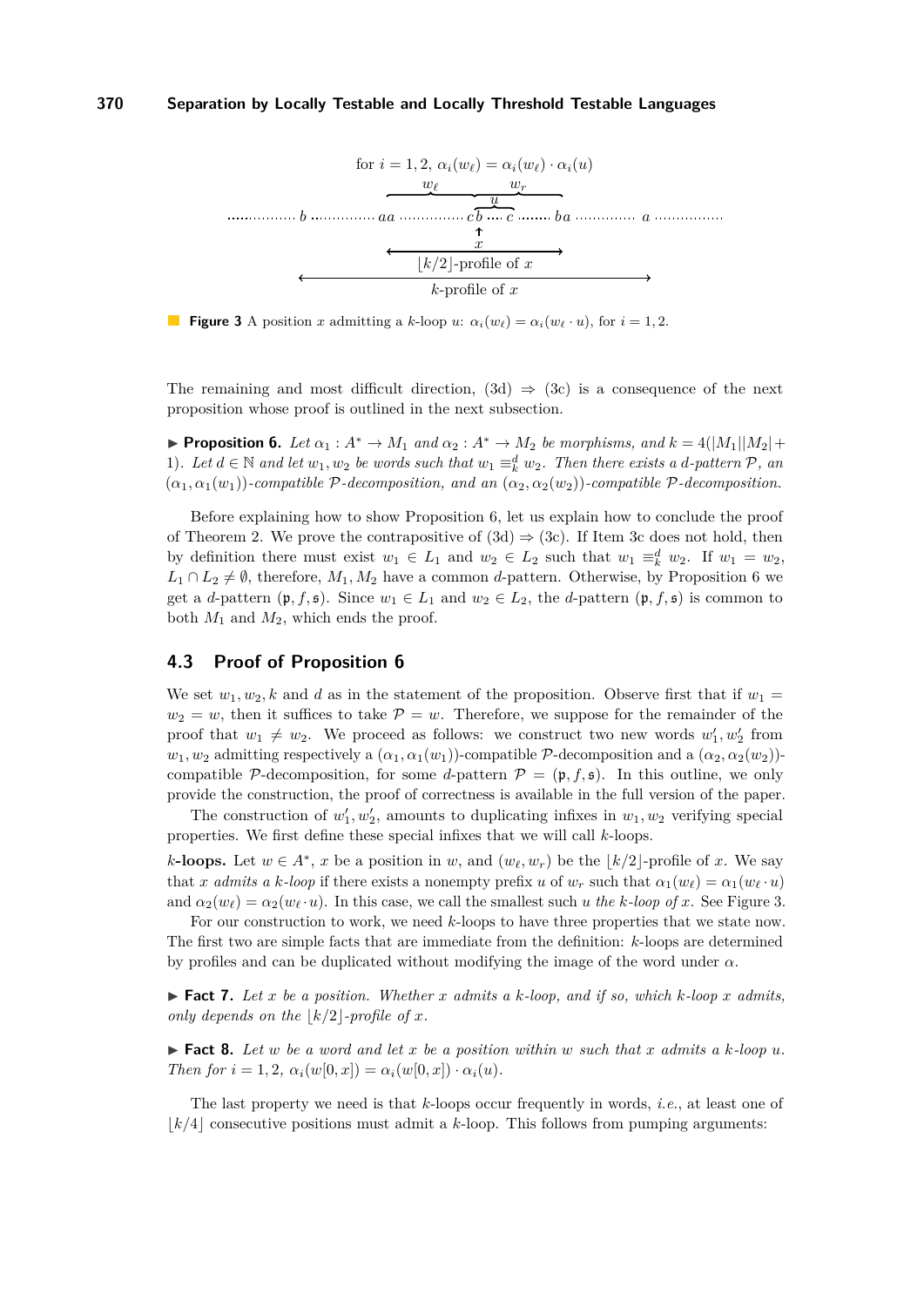**Figure 3** A position $x$ admitting a $k$-loop $u$: $\alpha_i(w_\ell) = \alpha_i(w_\ell \cdot u)$, for $i = 1, 2$.

The remaining and most difficult direction, (3d) $\Rightarrow$ (3c) is a consequence of the next proposition whose proof is outlined in the next subsection.

▶ **Proposition 6.** *Let $\alpha_1 : A^* \to M_1$ and $\alpha_2 : A^* \to M_2$ be morphisms, and $k = 4(|M_1||M_2|+1)$. Let $d \in \mathbb{N}$ and let $w_1, w_2$ be words such that $w_1 \equiv_k^d w_2$. Then there exists a $d$-pattern $\mathcal{P}$, an $(\alpha_1, \alpha_1(w_1))$-compatible $\mathcal{P}$-decomposition, and an $(\alpha_2, \alpha_2(w_2))$-compatible $\mathcal{P}$-decomposition.*

Before explaining how to show Proposition 6, let us explain how to conclude the proof of Theorem 2. We prove the contrapositive of (3d) $\Rightarrow$ (3c). If Item 3c does not hold, then by definition there must exist $w_1 \in L_1$ and $w_2 \in L_2$ such that $w_1 \equiv_k^d w_2$. If $w_1 = w_2$, $L_1 \cap L_2 \neq \emptyset$, therefore, $M_1, M_2$ have a common $d$-pattern. Otherwise, by Proposition 6 we get a $d$-pattern $(\mathfrak{p}, f, \mathfrak{s})$. Since $w_1 \in L_1$ and $w_2 \in L_2$, the $d$-pattern $(\mathfrak{p}, f, \mathfrak{s})$ is common to both $M_1$ and $M_2$, which ends the proof.

## 4.3 Proof of Proposition 6

We set $w_1, w_2, k$ and $d$ as in the statement of the proposition. Observe first that if $w_1 = w_2 = w$, then it suffices to take $\mathcal{P} = w$. Therefore, we suppose for the remainder of the proof that $w_1 \neq w_2$. We proceed as follows: we construct two new words $w_1', w_2'$ from $w_1, w_2$ admitting respectively a $(\alpha_1, \alpha_1(w_1))$-compatible $\mathcal{P}$-decomposition and a $(\alpha_2, \alpha_2(w_2))$-compatible $\mathcal{P}$-decomposition, for some $d$-pattern $\mathcal{P} = (\mathfrak{p}, f, \mathfrak{s})$. In this outline, we only provide the construction, the proof of correctness is available in the full version of the paper.

The construction of $w_1', w_2'$, amounts to duplicating infixes in $w_1, w_2$ verifying special properties. We first define these special infixes that we will call $k$-loops.

**$k$-loops.** Let $w \in A^*$, $x$ be a position in $w$, and $(w_\ell, w_r)$ be the $\lfloor k/2 \rfloor$-profile of $x$. We say that $x$ *admits a $k$-loop* if there exists a nonempty prefix $u$ of $w_r$ such that $\alpha_1(w_\ell) = \alpha_1(w_\ell \cdot u)$ and $\alpha_2(w_\ell) = \alpha_2(w_\ell \cdot u)$. In this case, we call the smallest such $u$ *the $k$-loop of $x$*. See Figure 3.

For our construction to work, we need $k$-loops to have three properties that we state now. The first two are simple facts that are immediate from the definition: $k$-loops are determined by profiles and can be duplicated without modifying the image of the word under $\alpha$.

▶ **Fact 7.** *Let $x$ be a position. Whether $x$ admits a $k$-loop, and if so, which $k$-loop $x$ admits, only depends on the $\lfloor k/2 \rfloor$-profile of $x$.*

▶ **Fact 8.** *Let $w$ be a word and let $x$ be a position within $w$ such that $x$ admits a $k$-loop $u$. Then for $i = 1, 2$, $\alpha_i(w[0, x]) = \alpha_i(w[0, x]) \cdot \alpha_i(u)$.*

The last property we need is that $k$-loops occur frequently in words, *i.e.*, at least one of $\lfloor k/4 \rfloor$ consecutive positions must admit a $k$-loop. This follows from pumping arguments: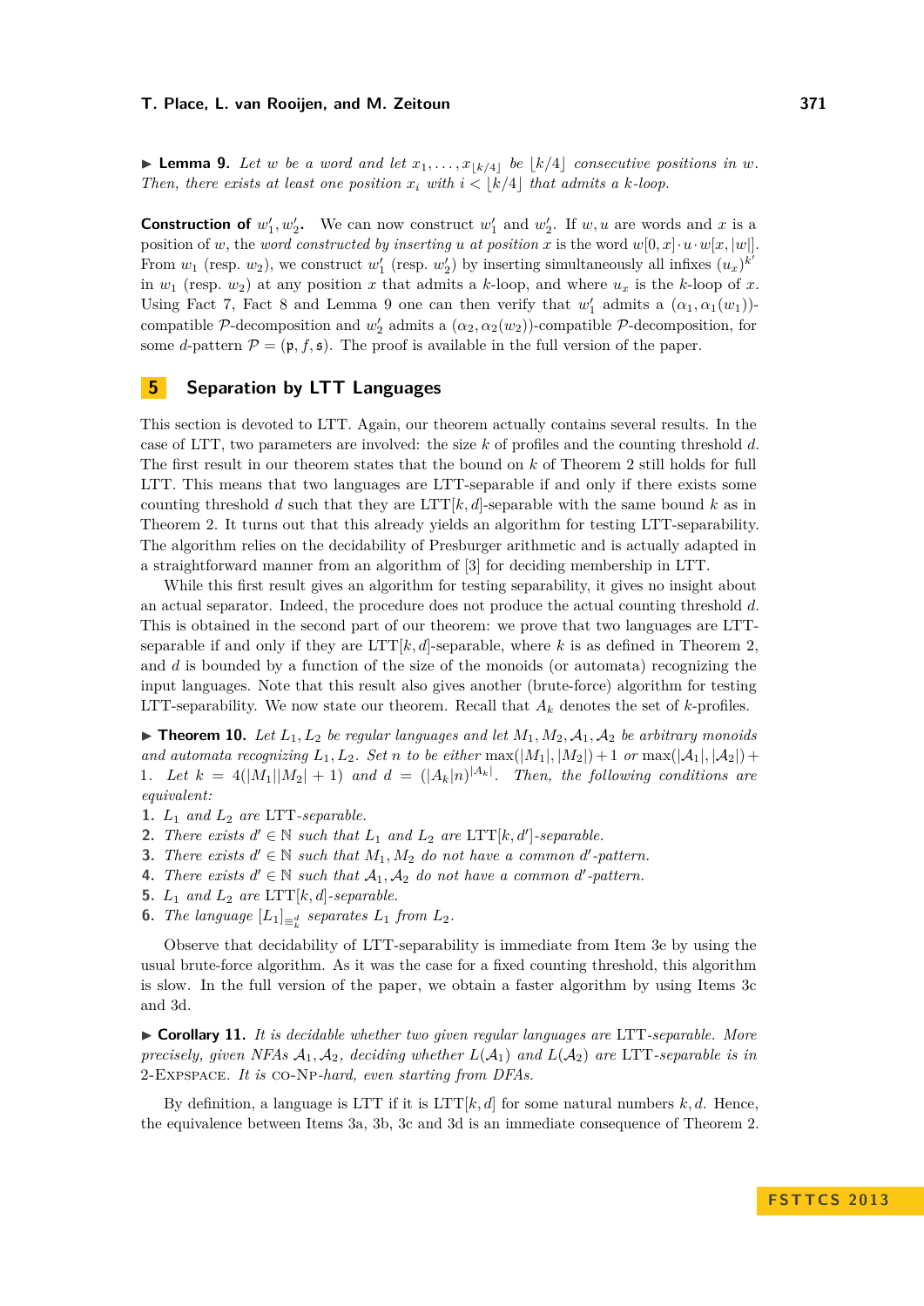▶ **Lemma 9.** *Let $w$ be a word and let $x_1, \dots, x_{\lfloor k/4 \rfloor}$ be $\lfloor k/4 \rfloor$ consecutive positions in $w$. Then, there exists at least one position $x_i$ with $i < \lfloor k/4 \rfloor$ that admits a $k$-loop.*

**Construction of $w'_1, w'_2$.** We can now construct $w'_1$ and $w'_2$. If $w, u$ are words and $x$ is a position of $w$, the *word constructed by inserting $u$ at position $x$* is the word $w[0,x] \cdot u \cdot w[x, |w|]$. From $w_1$ (resp. $w_2$), we construct $w'_1$ (resp. $w'_2$) by inserting simultaneously all infixes $(u_x)^{k'}$ in $w_1$ (resp. $w_2$) at any position $x$ that admits a $k$-loop, and where $u_x$ is the $k$-loop of $x$. Using Fact 7, Fact 8 and Lemma 9 one can then verify that $w'_1$ admits a $(\alpha_1, \alpha_1(w_1))$-compatible $\mathcal{P}$-decomposition and $w'_2$ admits a $(\alpha_2, \alpha_2(w_2))$-compatible $\mathcal{P}$-decomposition, for some $d$-pattern $\mathcal{P} = (\mathfrak{p}, f, \mathfrak{s})$. The proof is available in the full version of the paper.

## 5 Separation by LTT Languages

This section is devoted to LTT. Again, our theorem actually contains several results. In the case of LTT, two parameters are involved: the size $k$ of profiles and the counting threshold $d$. The first result in our theorem states that the bound on $k$ of Theorem 2 still holds for full LTT. This means that two languages are LTT-separable if and only if there exists some counting threshold $d$ such that they are LTT$[k,d]$-separable with the same bound $k$ as in Theorem 2. It turns out that this already yields an algorithm for testing LTT-separability. The algorithm relies on the decidability of Presburger arithmetic and is actually adapted in a straightforward manner from an algorithm of [3] for deciding membership in LTT.

While this first result gives an algorithm for testing separability, it gives no insight about an actual separator. Indeed, the procedure does not produce the actual counting threshold $d$. This is obtained in the second part of our theorem: we prove that two languages are LTT-separable if and only if they are LTT$[k,d]$-separable, where $k$ is as defined in Theorem 2, and $d$ is bounded by a function of the size of the monoids (or automata) recognizing the input languages. Note that this result also gives another (brute-force) algorithm for testing LTT-separability. We now state our theorem. Recall that $A_k$ denotes the set of $k$-profiles.

▶ **Theorem 10.** *Let $L_1, L_2$ be regular languages and let $M_1, M_2, \mathcal{A}_1, \mathcal{A}_2$ be arbitrary monoids and automata recognizing $L_1, L_2$. Set $n$ to be either $\max(|M_1|, |M_2|) + 1$ or $\max(|\mathcal{A}_1|, |\mathcal{A}_2|) + 1$. Let $k = 4(|M_1||M_2| + 1)$ and $d = (|A_k| n)^{|A_k|}$. Then, the following conditions are equivalent:*

1. *$L_1$ and $L_2$ are* LTT*-separable.*
2. *There exists $d' \in \mathbb{N}$ such that $L_1$ and $L_2$ are* LTT$[k,d']$*-separable.*
3. *There exists $d' \in \mathbb{N}$ such that $M_1, M_2$ do not have a common $d'$-pattern.*
4. *There exists $d' \in \mathbb{N}$ such that $\mathcal{A}_1, \mathcal{A}_2$ do not have a common $d'$-pattern.*
5. *$L_1$ and $L_2$ are* LTT$[k,d]$*-separable.*
6. *The language $[L_1]_{\equiv_k^d}$ separates $L_1$ from $L_2$.*

Observe that decidability of LTT-separability is immediate from Item 3e by using the usual brute-force algorithm. As it was the case for a fixed counting threshold, this algorithm is slow. In the full version of the paper, we obtain a faster algorithm by using Items 3c and 3d.

▶ **Corollary 11.** *It is decidable whether two given regular languages are* LTT*-separable. More precisely, given NFAs $\mathcal{A}_1, \mathcal{A}_2$, deciding whether $L(\mathcal{A}_1)$ and $L(\mathcal{A}_2)$ are* LTT*-separable is in* 2-EXPSPACE*. It is* CO-NP*-hard, even starting from DFAs.*

By definition, a language is LTT if it is LTT$[k,d]$ for some natural numbers $k, d$. Hence, the equivalence between Items 3a, 3b, 3c and 3d is an immediate consequence of Theorem 2.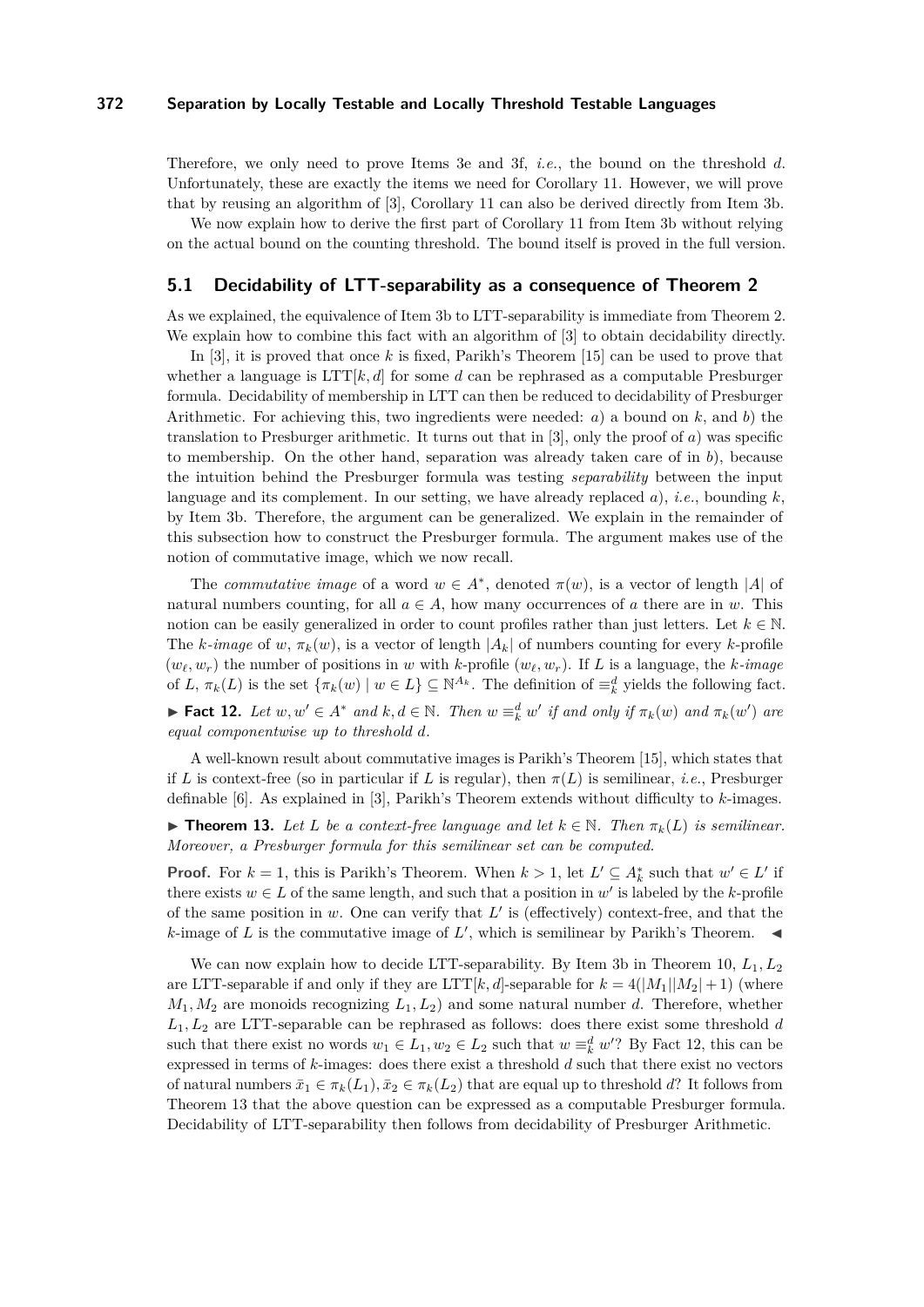Therefore, we only need to prove Items 3e and 3f, *i.e.*, the bound on the threshold $d$. Unfortunately, these are exactly the items we need for Corollary 11. However, we will prove that by reusing an algorithm of [3], Corollary 11 can also be derived directly from Item 3b.

We now explain how to derive the first part of Corollary 11 from Item 3b without relying on the actual bound on the counting threshold. The bound itself is proved in the full version.

## 5.1 Decidability of LTT-separability as a consequence of Theorem 2

As we explained, the equivalence of Item 3b to LTT-separability is immediate from Theorem 2. We explain how to combine this fact with an algorithm of [3] to obtain decidability directly.

In [3], it is proved that once $k$ is fixed, Parikh's Theorem [15] can be used to prove that whether a language is $\text{LTT}[k, d]$ for some $d$ can be rephrased as a computable Presburger formula. Decidability of membership in LTT can then be reduced to decidability of Presburger Arithmetic. For achieving this, two ingredients were needed: *a*) a bound on $k$, and *b*) the translation to Presburger arithmetic. It turns out that in [3], only the proof of *a*) was specific to membership. On the other hand, separation was already taken care of in *b*), because the intuition behind the Presburger formula was testing *separability* between the input language and its complement. In our setting, we have already replaced *a*), *i.e.*, bounding $k$, by Item 3b. Therefore, the argument can be generalized. We explain in the remainder of this subsection how to construct the Presburger formula. The argument makes use of the notion of commutative image, which we now recall.

The *commutative image* of a word $w \in A^*$, denoted $\pi(w)$, is a vector of length $|A|$ of natural numbers counting, for all $a \in A$, how many occurrences of $a$ there are in $w$. This notion can be easily generalized in order to count profiles rather than just letters. Let $k \in \mathbb{N}$. The *k-image* of $w$, $\pi_k(w)$, is a vector of length $|A_k|$ of numbers counting for every $k$-profile $(w_\ell, w_r)$ the number of positions in $w$ with $k$-profile $(w_\ell, w_r)$. If $L$ is a language, the *k-image* of $L$, $\pi_k(L)$ is the set $\{\pi_k(w) \mid w \in L\} \subseteq \mathbb{N}^{A_k}$. The definition of $\equiv_k^d$ yields the following fact.

▶ **Fact 12.** *Let $w, w' \in A^*$ and $k, d \in \mathbb{N}$. Then $w \equiv_k^d w'$ if and only if $\pi_k(w)$ and $\pi_k(w')$ are equal componentwise up to threshold $d$.*

A well-known result about commutative images is Parikh's Theorem [15], which states that if $L$ is context-free (so in particular if $L$ is regular), then $\pi(L)$ is semilinear, *i.e.*, Presburger definable [6]. As explained in [3], Parikh's Theorem extends without difficulty to $k$-images.

▶ **Theorem 13.** *Let $L$ be a context-free language and let $k \in \mathbb{N}$. Then $\pi_k(L)$ is semilinear. Moreover, a Presburger formula for this semilinear set can be computed.*

**Proof.** For $k = 1$, this is Parikh's Theorem. When $k > 1$, let $L' \subseteq A_k^*$ such that $w' \in L'$ if there exists $w \in L$ of the same length, and such that a position in $w'$ is labeled by the $k$-profile of the same position in $w$. One can verify that $L'$ is (effectively) context-free, and that the $k$-image of $L$ is the commutative image of $L'$, which is semilinear by Parikh's Theorem. ◀

We can now explain how to decide LTT-separability. By Item 3b in Theorem 10, $L_1, L_2$ are LTT-separable if and only if they are $\text{LTT}[k, d]$-separable for $k = 4(|M_1||M_2| + 1)$ (where $M_1, M_2$ are monoids recognizing $L_1, L_2$) and some natural number $d$. Therefore, whether $L_1, L_2$ are LTT-separable can be rephrased as follows: does there exist some threshold $d$ such that there exist no words $w_1 \in L_1, w_2 \in L_2$ such that $w \equiv_k^d w'$? By Fact 12, this can be expressed in terms of $k$-images: does there exist a threshold $d$ such that there exist no vectors of natural numbers $\bar{x}_1 \in \pi_k(L_1), \bar{x}_2 \in \pi_k(L_2)$ that are equal up to threshold $d$? It follows from Theorem 13 that the above question can be expressed as a computable Presburger formula. Decidability of LTT-separability then follows from decidability of Presburger Arithmetic.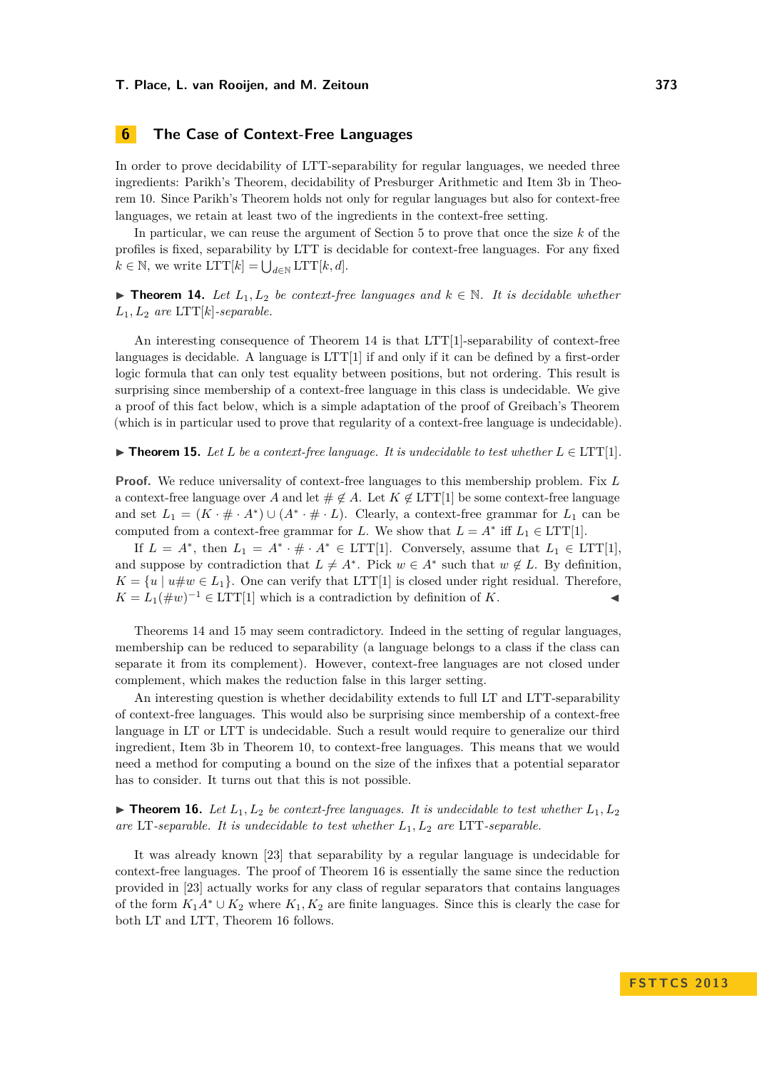## 6 The Case of Context-Free Languages

In order to prove decidability of LTT-separability for regular languages, we needed three ingredients: Parikh's Theorem, decidability of Presburger Arithmetic and Item 3b in Theorem 10. Since Parikh's Theorem holds not only for regular languages but also for context-free languages, we retain at least two of the ingredients in the context-free setting.

In particular, we can reuse the argument of Section 5 to prove that once the size $k$ of the profiles is fixed, separability by LTT is decidable for context-free languages. For any fixed $k \in \mathbb{N}$, we write $\mathrm{LTT}[k] = \bigcup_{d \in \mathbb{N}} \mathrm{LTT}[k, d]$.

▶ **Theorem 14.** *Let $L_1, L_2$ be context-free languages and $k \in \mathbb{N}$. It is decidable whether $L_1, L_2$ are* $\mathrm{LTT}[k]$*-separable.*

An interesting consequence of Theorem 14 is that LTT[1]-separability of context-free languages is decidable. A language is LTT[1] if and only if it can be defined by a first-order logic formula that can only test equality between positions, but not ordering. This result is surprising since membership of a context-free language in this class is undecidable. We give a proof of this fact below, which is a simple adaptation of the proof of Greibach's Theorem (which is in particular used to prove that regularity of a context-free language is undecidable).

▶ **Theorem 15.** *Let $L$ be a context-free language. It is undecidable to test whether $L \in \mathrm{LTT}[1]$.*

**Proof.** We reduce universality of context-free languages to this membership problem. Fix $L$ a context-free language over $A$ and let $\# \notin A$. Let $K \notin \mathrm{LTT}[1]$ be some context-free language and set $L_1 = (K \cdot \# \cdot A^*) \cup (A^* \cdot \# \cdot L)$. Clearly, a context-free grammar for $L_1$ can be computed from a context-free grammar for $L$. We show that $L = A^*$ iff $L_1 \in \mathrm{LTT}[1]$.

If $L = A^*$, then $L_1 = A^* \cdot \# \cdot A^* \in \mathrm{LTT}[1]$. Conversely, assume that $L_1 \in \mathrm{LTT}[1]$, and suppose by contradiction that $L \neq A^*$. Pick $w \in A^*$ such that $w \notin L$. By definition, $K = \{u \mid u\#w \in L_1\}$. One can verify that LTT[1] is closed under right residual. Therefore, $K = L_1(\#w)^{-1} \in \mathrm{LTT}[1]$ which is a contradiction by definition of $K$. ◀

Theorems 14 and 15 may seem contradictory. Indeed in the setting of regular languages, membership can be reduced to separability (a language belongs to a class if the class can separate it from its complement). However, context-free languages are not closed under complement, which makes the reduction false in this larger setting.

An interesting question is whether decidability extends to full LT and LTT-separability of context-free languages. This would also be surprising since membership of a context-free language in LT or LTT is undecidable. Such a result would require to generalize our third ingredient, Item 3b in Theorem 10, to context-free languages. This means that we would need a method for computing a bound on the size of the infixes that a potential separator has to consider. It turns out that this is not possible.

▶ **Theorem 16.** *Let $L_1, L_2$ be context-free languages. It is undecidable to test whether $L_1, L_2$ are LT-separable. It is undecidable to test whether $L_1, L_2$ are LTT-separable.*

It was already known [23] that separability by a regular language is undecidable for context-free languages. The proof of Theorem 16 is essentially the same since the reduction provided in [23] actually works for any class of regular separators that contains languages of the form $K_1 A^* \cup K_2$ where $K_1, K_2$ are finite languages. Since this is clearly the case for both LT and LTT, Theorem 16 follows.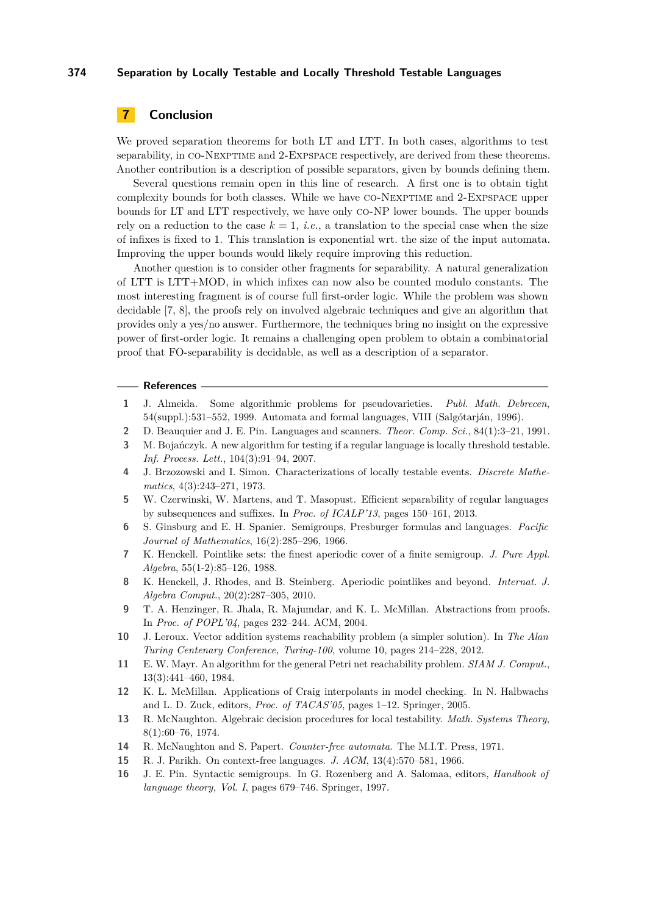## 7 Conclusion

We proved separation theorems for both LT and LTT. In both cases, algorithms to test separability, in co-Nexptime and 2-Expspace respectively, are derived from these theorems. Another contribution is a description of possible separators, given by bounds defining them.

Several questions remain open in this line of research. A first one is to obtain tight complexity bounds for both classes. While we have co-Nexptime and 2-Expspace upper bounds for LT and LTT respectively, we have only co-NP lower bounds. The upper bounds rely on a reduction to the case $k = 1$, *i.e.*, a translation to the special case when the size of infixes is fixed to 1. This translation is exponential wrt. the size of the input automata. Improving the upper bounds would likely require improving this reduction.

Another question is to consider other fragments for separability. A natural generalization of LTT is LTT+MOD, in which infixes can now also be counted modulo constants. The most interesting fragment is of course full first-order logic. While the problem was shown decidable [7, 8], the proofs rely on involved algebraic techniques and give an algorithm that provides only a yes/no answer. Furthermore, the techniques bring no insight on the expressive power of first-order logic. It remains a challenging open problem to obtain a combinatorial proof that FO-separability is decidable, as well as a description of a separator.

### References

1. J. Almeida. Some algorithmic problems for pseudovarieties. *Publ. Math. Debrecen*, 54(suppl.):531–552, 1999. Automata and formal languages, VIII (Salgótarján, 1996).
2. D. Beauquier and J. E. Pin. Languages and scanners. *Theor. Comp. Sci.*, 84(1):3–21, 1991.
3. M. Bojańczyk. A new algorithm for testing if a regular language is locally threshold testable. *Inf. Process. Lett.*, 104(3):91–94, 2007.
4. J. Brzozowski and I. Simon. Characterizations of locally testable events. *Discrete Mathematics*, 4(3):243–271, 1973.
5. W. Czerwinski, W. Martens, and T. Masopust. Efficient separability of regular languages by subsequences and suffixes. In *Proc. of ICALP'13*, pages 150–161, 2013.
6. S. Ginsburg and E. H. Spanier. Semigroups, Presburger formulas and languages. *Pacific Journal of Mathematics*, 16(2):285–296, 1966.
7. K. Henckell. Pointlike sets: the finest aperiodic cover of a finite semigroup. *J. Pure Appl. Algebra*, 55(1-2):85–126, 1988.
8. K. Henckell, J. Rhodes, and B. Steinberg. Aperiodic pointlikes and beyond. *Internat. J. Algebra Comput.*, 20(2):287–305, 2010.
9. T. A. Henzinger, R. Jhala, R. Majumdar, and K. L. McMillan. Abstractions from proofs. In *Proc. of POPL'04*, pages 232–244. ACM, 2004.
10. J. Leroux. Vector addition systems reachability problem (a simpler solution). In *The Alan Turing Centenary Conference, Turing-100*, volume 10, pages 214–228, 2012.
11. E. W. Mayr. An algorithm for the general Petri net reachability problem. *SIAM J. Comput.*, 13(3):441–460, 1984.
12. K. L. McMillan. Applications of Craig interpolants in model checking. In N. Halbwachs and L. D. Zuck, editors, *Proc. of TACAS'05*, pages 1–12. Springer, 2005.
13. R. McNaughton. Algebraic decision procedures for local testability. *Math. Systems Theory*, 8(1):60–76, 1974.
14. R. McNaughton and S. Papert. *Counter-free automata*. The M.I.T. Press, 1971.
15. R. J. Parikh. On context-free languages. *J. ACM*, 13(4):570–581, 1966.
16. J. E. Pin. Syntactic semigroups. In G. Rozenberg and A. Salomaa, editors, *Handbook of language theory, Vol. I*, pages 679–746. Springer, 1997.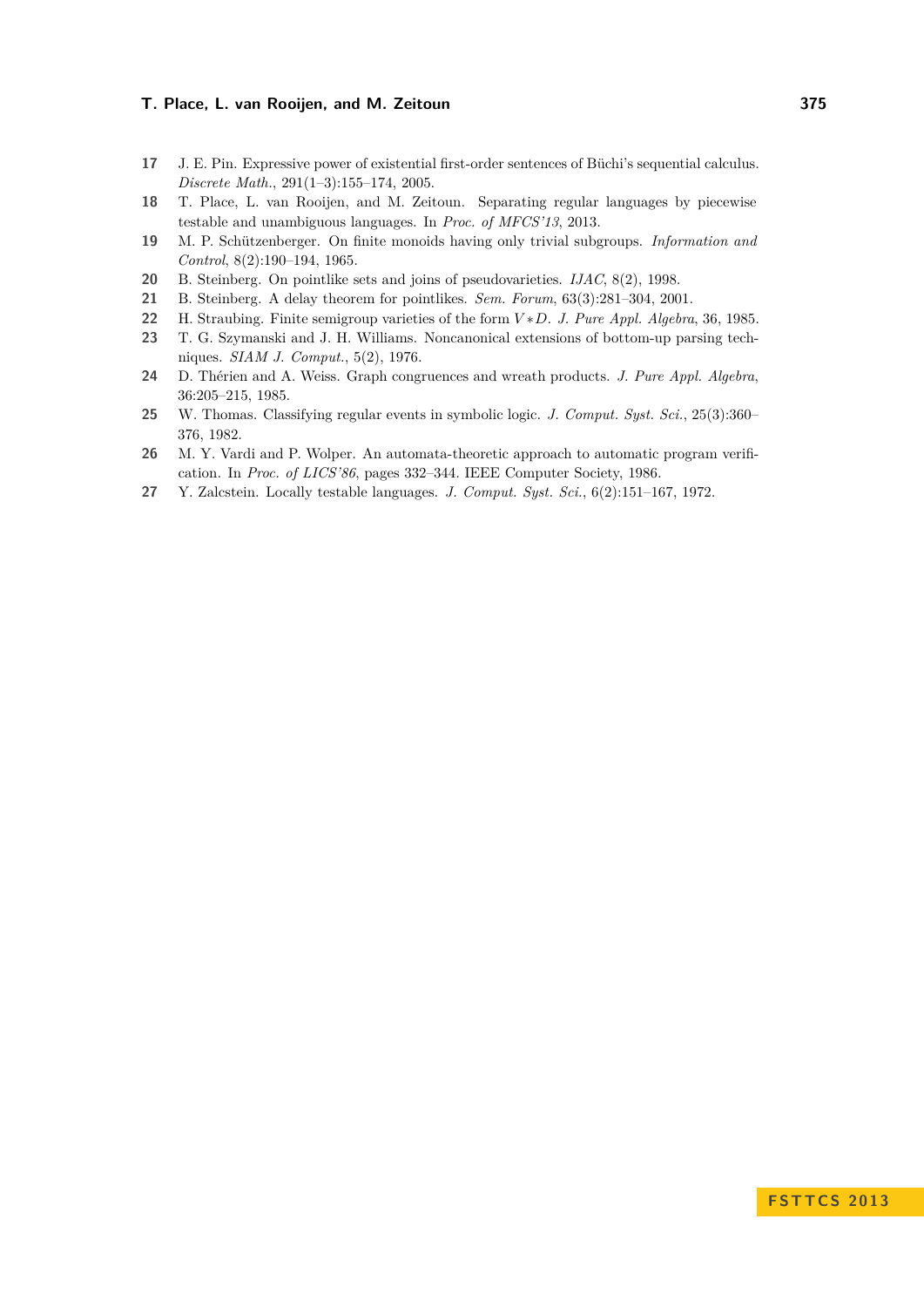17 J. E. Pin. Expressive power of existential first-order sentences of Büchi's sequential calculus. *Discrete Math.*, 291(1–3):155–174, 2005.

18 T. Place, L. van Rooijen, and M. Zeitoun. Separating regular languages by piecewise testable and unambiguous languages. In *Proc. of MFCS'13*, 2013.

19 M. P. Schützenberger. On finite monoids having only trivial subgroups. *Information and Control*, 8(2):190–194, 1965.

20 B. Steinberg. On pointlike sets and joins of pseudovarieties. *IJAC*, 8(2), 1998.

21 B. Steinberg. A delay theorem for pointlikes. *Sem. Forum*, 63(3):281–304, 2001.

22 H. Straubing. Finite semigroup varieties of the form $V * D$. *J. Pure Appl. Algebra*, 36, 1985.

23 T. G. Szymanski and J. H. Williams. Noncanonical extensions of bottom-up parsing techniques. *SIAM J. Comput.*, 5(2), 1976.

24 D. Thérien and A. Weiss. Graph congruences and wreath products. *J. Pure Appl. Algebra*, 36:205–215, 1985.

25 W. Thomas. Classifying regular events in symbolic logic. *J. Comput. Syst. Sci.*, 25(3):360–376, 1982.

26 M. Y. Vardi and P. Wolper. An automata-theoretic approach to automatic program verification. In *Proc. of LICS'86*, pages 332–344. IEEE Computer Society, 1986.

27 Y. Zalcstein. Locally testable languages. *J. Comput. Syst. Sci.*, 6(2):151–167, 1972.